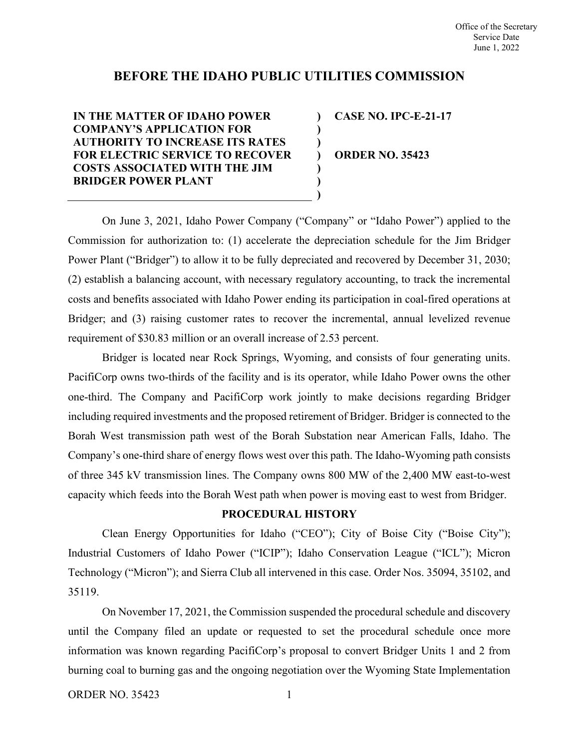Office of the Secretary
Service Date
June 1, 2022

# BEFORE THE IDAHO PUBLIC UTILITIES COMMISSION

| | | |
|---|---|---|
| **IN THE MATTER OF IDAHO POWER COMPANY'S APPLICATION FOR AUTHORITY TO INCREASE ITS RATES FOR ELECTRIC SERVICE TO RECOVER COSTS ASSOCIATED WITH THE JIM BRIDGER POWER PLANT** | ) | **CASE NO. IPC-E-21-17** <br> <br> **ORDER NO. 35423** |

On June 3, 2021, Idaho Power Company ("Company" or "Idaho Power") applied to the Commission for authorization to: (1) accelerate the depreciation schedule for the Jim Bridger Power Plant ("Bridger") to allow it to be fully depreciated and recovered by December 31, 2030; (2) establish a balancing account, with necessary regulatory accounting, to track the incremental costs and benefits associated with Idaho Power ending its participation in coal-fired operations at Bridger; and (3) raising customer rates to recover the incremental, annual levelized revenue requirement of $30.83 million or an overall increase of 2.53 percent.

Bridger is located near Rock Springs, Wyoming, and consists of four generating units. PacifiCorp owns two-thirds of the facility and is its operator, while Idaho Power owns the other one-third. The Company and PacifiCorp work jointly to make decisions regarding Bridger including required investments and the proposed retirement of Bridger. Bridger is connected to the Borah West transmission path west of the Borah Substation near American Falls, Idaho. The Company's one-third share of energy flows west over this path. The Idaho-Wyoming path consists of three 345 kV transmission lines. The Company owns 800 MW of the 2,400 MW east-to-west capacity which feeds into the Borah West path when power is moving east to west from Bridger.

## PROCEDURAL HISTORY

Clean Energy Opportunities for Idaho ("CEO"); City of Boise City ("Boise City"); Industrial Customers of Idaho Power ("ICIP"); Idaho Conservation League ("ICL"); Micron Technology ("Micron"); and Sierra Club all intervened in this case. Order Nos. 35094, 35102, and 35119.

On November 17, 2021, the Commission suspended the procedural schedule and discovery until the Company filed an update or requested to set the procedural schedule once more information was known regarding PacifiCorp's proposal to convert Bridger Units 1 and 2 from burning coal to burning gas and the ongoing negotiation over the Wyoming State Implementation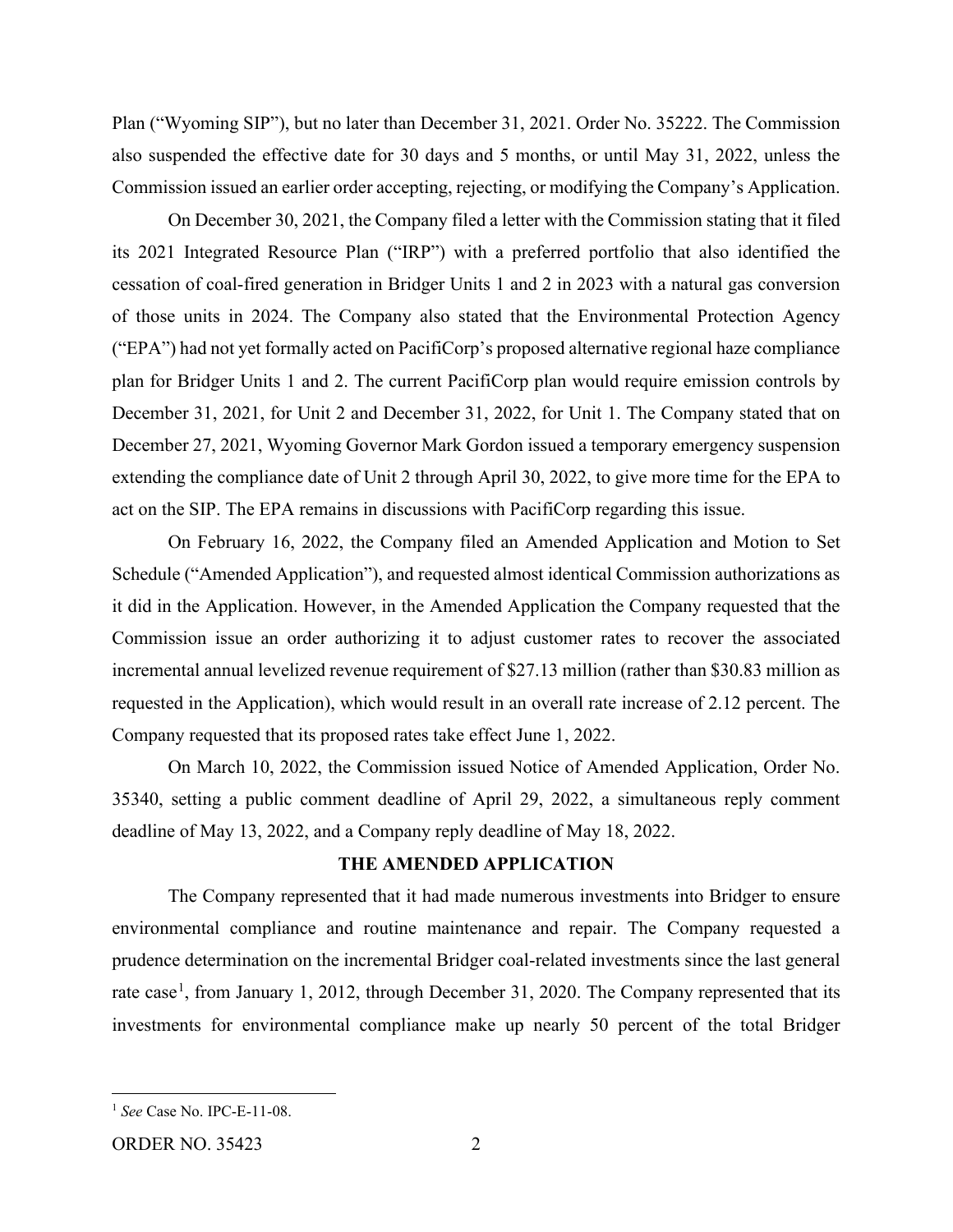Plan ("Wyoming SIP"), but no later than December 31, 2021. Order No. 35222. The Commission also suspended the effective date for 30 days and 5 months, or until May 31, 2022, unless the Commission issued an earlier order accepting, rejecting, or modifying the Company's Application.

On December 30, 2021, the Company filed a letter with the Commission stating that it filed its 2021 Integrated Resource Plan ("IRP") with a preferred portfolio that also identified the cessation of coal-fired generation in Bridger Units 1 and 2 in 2023 with a natural gas conversion of those units in 2024. The Company also stated that the Environmental Protection Agency ("EPA") had not yet formally acted on PacifiCorp's proposed alternative regional haze compliance plan for Bridger Units 1 and 2. The current PacifiCorp plan would require emission controls by December 31, 2021, for Unit 2 and December 31, 2022, for Unit 1. The Company stated that on December 27, 2021, Wyoming Governor Mark Gordon issued a temporary emergency suspension extending the compliance date of Unit 2 through April 30, 2022, to give more time for the EPA to act on the SIP. The EPA remains in discussions with PacifiCorp regarding this issue.

On February 16, 2022, the Company filed an Amended Application and Motion to Set Schedule ("Amended Application"), and requested almost identical Commission authorizations as it did in the Application. However, in the Amended Application the Company requested that the Commission issue an order authorizing it to adjust customer rates to recover the associated incremental annual levelized revenue requirement of $27.13 million (rather than $30.83 million as requested in the Application), which would result in an overall rate increase of 2.12 percent. The Company requested that its proposed rates take effect June 1, 2022.

On March 10, 2022, the Commission issued Notice of Amended Application, Order No. 35340, setting a public comment deadline of April 29, 2022, a simultaneous reply comment deadline of May 13, 2022, and a Company reply deadline of May 18, 2022.

## THE AMENDED APPLICATION

The Company represented that it had made numerous investments into Bridger to ensure environmental compliance and routine maintenance and repair. The Company requested a prudence determination on the incremental Bridger coal-related investments since the last general rate case[1], from January 1, 2012, through December 31, 2020. The Company represented that its investments for environmental compliance make up nearly 50 percent of the total Bridger

[1] *See* Case No. IPC-E-11-08.

ORDER NO. 35423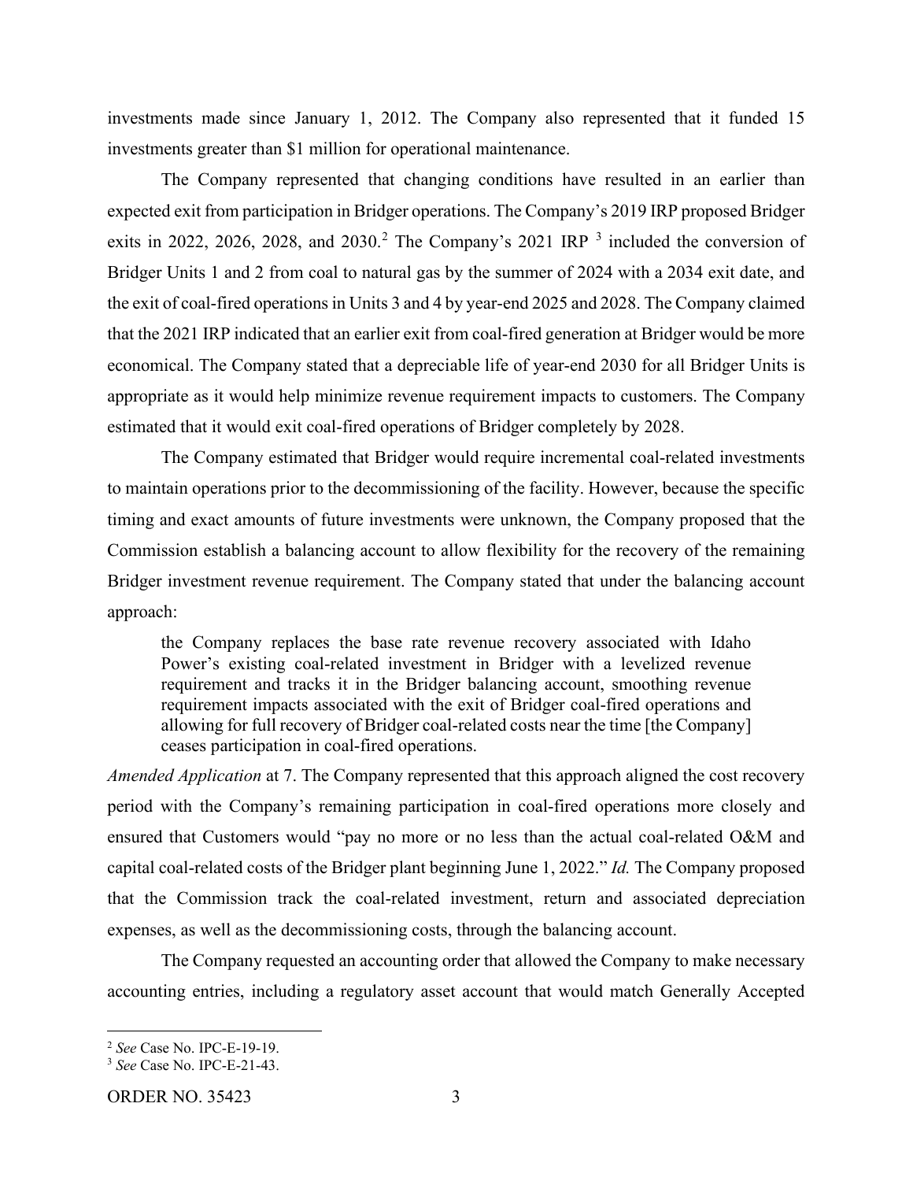investments made since January 1, 2012. The Company also represented that it funded 15 investments greater than $1 million for operational maintenance.

The Company represented that changing conditions have resulted in an earlier than expected exit from participation in Bridger operations. The Company's 2019 IRP proposed Bridger exits in 2022, 2026, 2028, and 2030.[2] The Company's 2021 IRP [3] included the conversion of Bridger Units 1 and 2 from coal to natural gas by the summer of 2024 with a 2034 exit date, and the exit of coal-fired operations in Units 3 and 4 by year-end 2025 and 2028. The Company claimed that the 2021 IRP indicated that an earlier exit from coal-fired generation at Bridger would be more economical. The Company stated that a depreciable life of year-end 2030 for all Bridger Units is appropriate as it would help minimize revenue requirement impacts to customers. The Company estimated that it would exit coal-fired operations of Bridger completely by 2028.

The Company estimated that Bridger would require incremental coal-related investments to maintain operations prior to the decommissioning of the facility. However, because the specific timing and exact amounts of future investments were unknown, the Company proposed that the Commission establish a balancing account to allow flexibility for the recovery of the remaining Bridger investment revenue requirement. The Company stated that under the balancing account approach:

> the Company replaces the base rate revenue recovery associated with Idaho Power's existing coal-related investment in Bridger with a levelized revenue requirement and tracks it in the Bridger balancing account, smoothing revenue requirement impacts associated with the exit of Bridger coal-fired operations and allowing for full recovery of Bridger coal-related costs near the time [the Company] ceases participation in coal-fired operations.

*Amended Application* at 7. The Company represented that this approach aligned the cost recovery period with the Company's remaining participation in coal-fired operations more closely and ensured that Customers would "pay no more or no less than the actual coal-related O&M and capital coal-related costs of the Bridger plant beginning June 1, 2022." *Id.* The Company proposed that the Commission track the coal-related investment, return and associated depreciation expenses, as well as the decommissioning costs, through the balancing account.

The Company requested an accounting order that allowed the Company to make necessary accounting entries, including a regulatory asset account that would match Generally Accepted

---

[2] *See* Case No. IPC-E-19-19.

[3] *See* Case No. IPC-E-21-43.

ORDER NO. 35423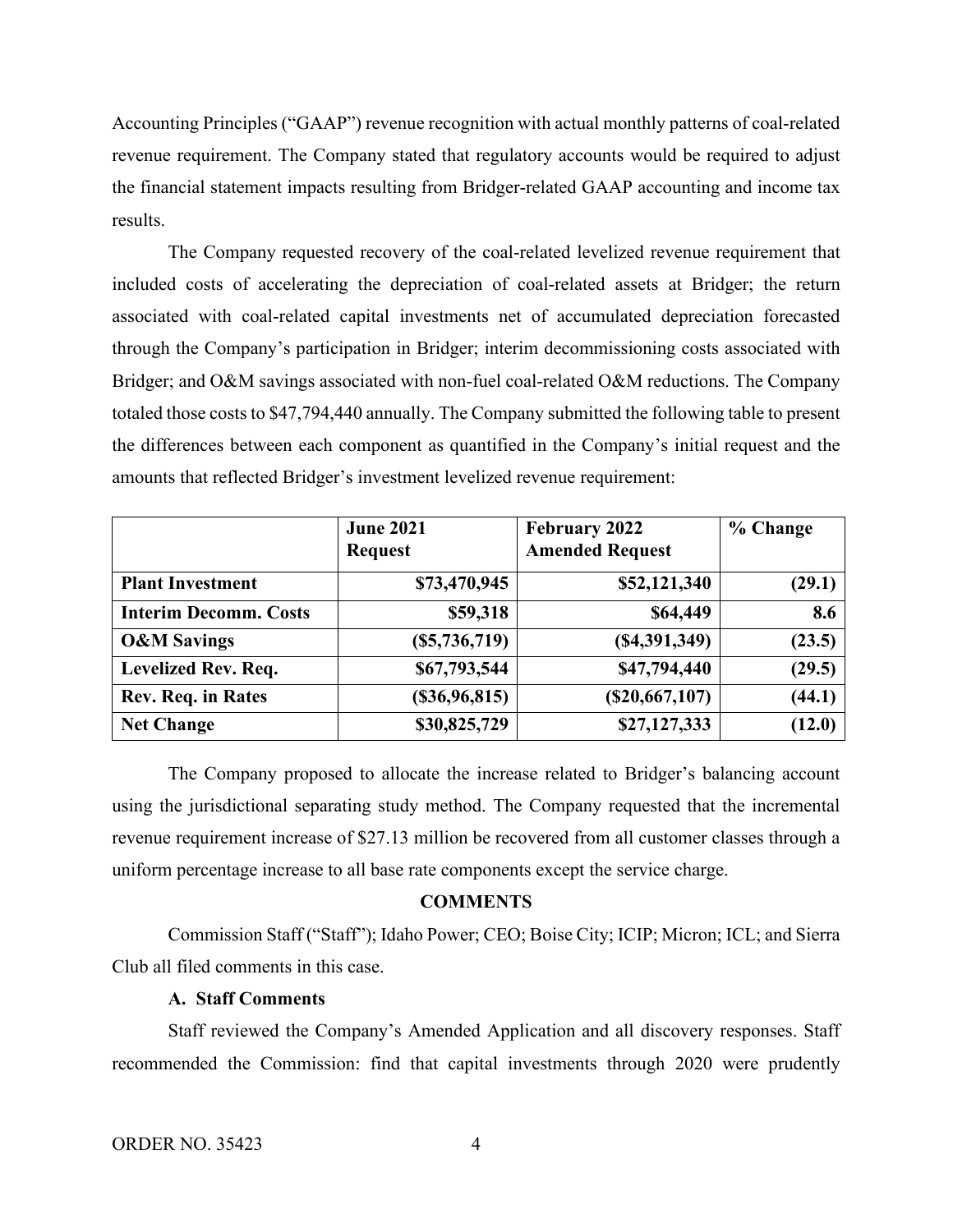Accounting Principles ("GAAP") revenue recognition with actual monthly patterns of coal-related revenue requirement. The Company stated that regulatory accounts would be required to adjust the financial statement impacts resulting from Bridger-related GAAP accounting and income tax results.

The Company requested recovery of the coal-related levelized revenue requirement that included costs of accelerating the depreciation of coal-related assets at Bridger; the return associated with coal-related capital investments net of accumulated depreciation forecasted through the Company's participation in Bridger; interim decommissioning costs associated with Bridger; and O&M savings associated with non-fuel coal-related O&M reductions. The Company totaled those costs to $47,794,440 annually. The Company submitted the following table to present the differences between each component as quantified in the Company's initial request and the amounts that reflected Bridger's investment levelized revenue requirement:

| | **June 2021 Request** | **February 2022 Amended Request** | **% Change** |
|---|---:|---:|---:|
| **Plant Investment** | **$73,470,945** | **$52,121,340** | **(29.1)** |
| **Interim Decomm. Costs** | **$59,318** | **$64,449** | **8.6** |
| **O&M Savings** | **($5,736,719)** | **($4,391,349)** | **(23.5)** |
| **Levelized Rev. Req.** | **$67,793,544** | **$47,794,440** | **(29.5)** |
| **Rev. Req. in Rates** | **($36,96,815)** | **($20,667,107)** | **(44.1)** |
| **Net Change** | **$30,825,729** | **$27,127,333** | **(12.0)** |

The Company proposed to allocate the increase related to Bridger's balancing account using the jurisdictional separating study method. The Company requested that the incremental revenue requirement increase of $27.13 million be recovered from all customer classes through a uniform percentage increase to all base rate components except the service charge.

## COMMENTS

Commission Staff ("Staff"); Idaho Power; CEO; Boise City; ICIP; Micron; ICL; and Sierra Club all filed comments in this case.

### A. Staff Comments

Staff reviewed the Company's Amended Application and all discovery responses. Staff recommended the Commission: find that capital investments through 2020 were prudently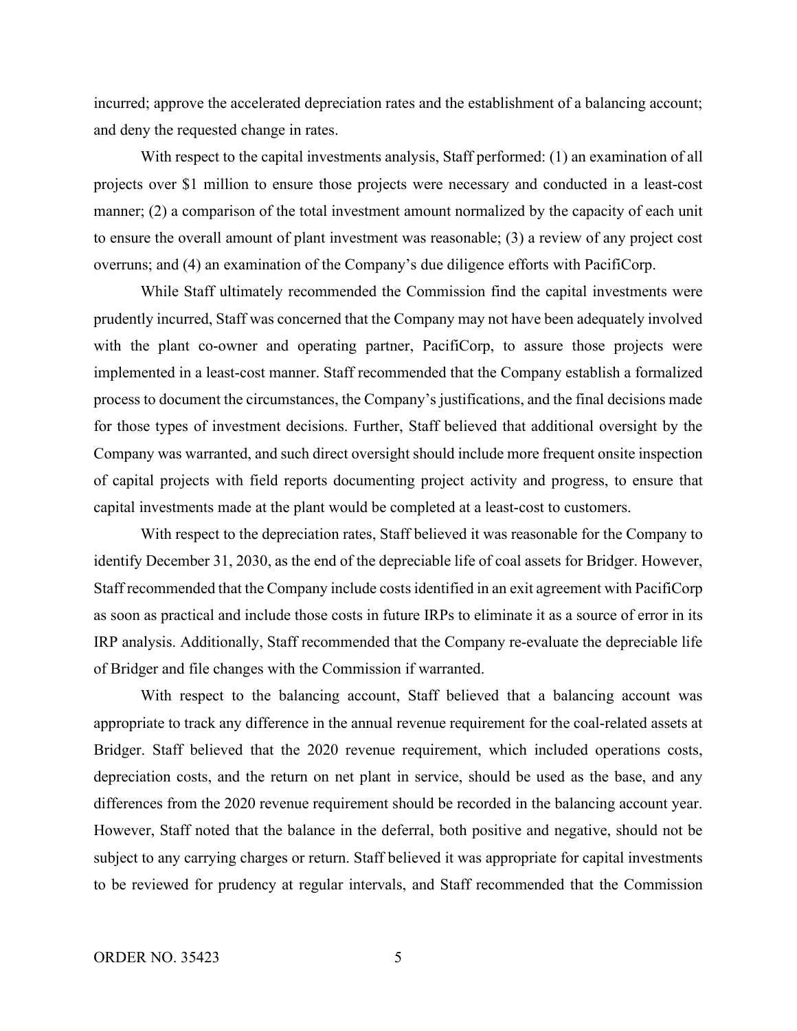incurred; approve the accelerated depreciation rates and the establishment of a balancing account; and deny the requested change in rates.

With respect to the capital investments analysis, Staff performed: (1) an examination of all projects over $1 million to ensure those projects were necessary and conducted in a least-cost manner; (2) a comparison of the total investment amount normalized by the capacity of each unit to ensure the overall amount of plant investment was reasonable; (3) a review of any project cost overruns; and (4) an examination of the Company's due diligence efforts with PacifiCorp.

While Staff ultimately recommended the Commission find the capital investments were prudently incurred, Staff was concerned that the Company may not have been adequately involved with the plant co-owner and operating partner, PacifiCorp, to assure those projects were implemented in a least-cost manner. Staff recommended that the Company establish a formalized process to document the circumstances, the Company's justifications, and the final decisions made for those types of investment decisions. Further, Staff believed that additional oversight by the Company was warranted, and such direct oversight should include more frequent onsite inspection of capital projects with field reports documenting project activity and progress, to ensure that capital investments made at the plant would be completed at a least-cost to customers.

With respect to the depreciation rates, Staff believed it was reasonable for the Company to identify December 31, 2030, as the end of the depreciable life of coal assets for Bridger. However, Staff recommended that the Company include costs identified in an exit agreement with PacifiCorp as soon as practical and include those costs in future IRPs to eliminate it as a source of error in its IRP analysis. Additionally, Staff recommended that the Company re-evaluate the depreciable life of Bridger and file changes with the Commission if warranted.

With respect to the balancing account, Staff believed that a balancing account was appropriate to track any difference in the annual revenue requirement for the coal-related assets at Bridger. Staff believed that the 2020 revenue requirement, which included operations costs, depreciation costs, and the return on net plant in service, should be used as the base, and any differences from the 2020 revenue requirement should be recorded in the balancing account year. However, Staff noted that the balance in the deferral, both positive and negative, should not be subject to any carrying charges or return. Staff believed it was appropriate for capital investments to be reviewed for prudency at regular intervals, and Staff recommended that the Commission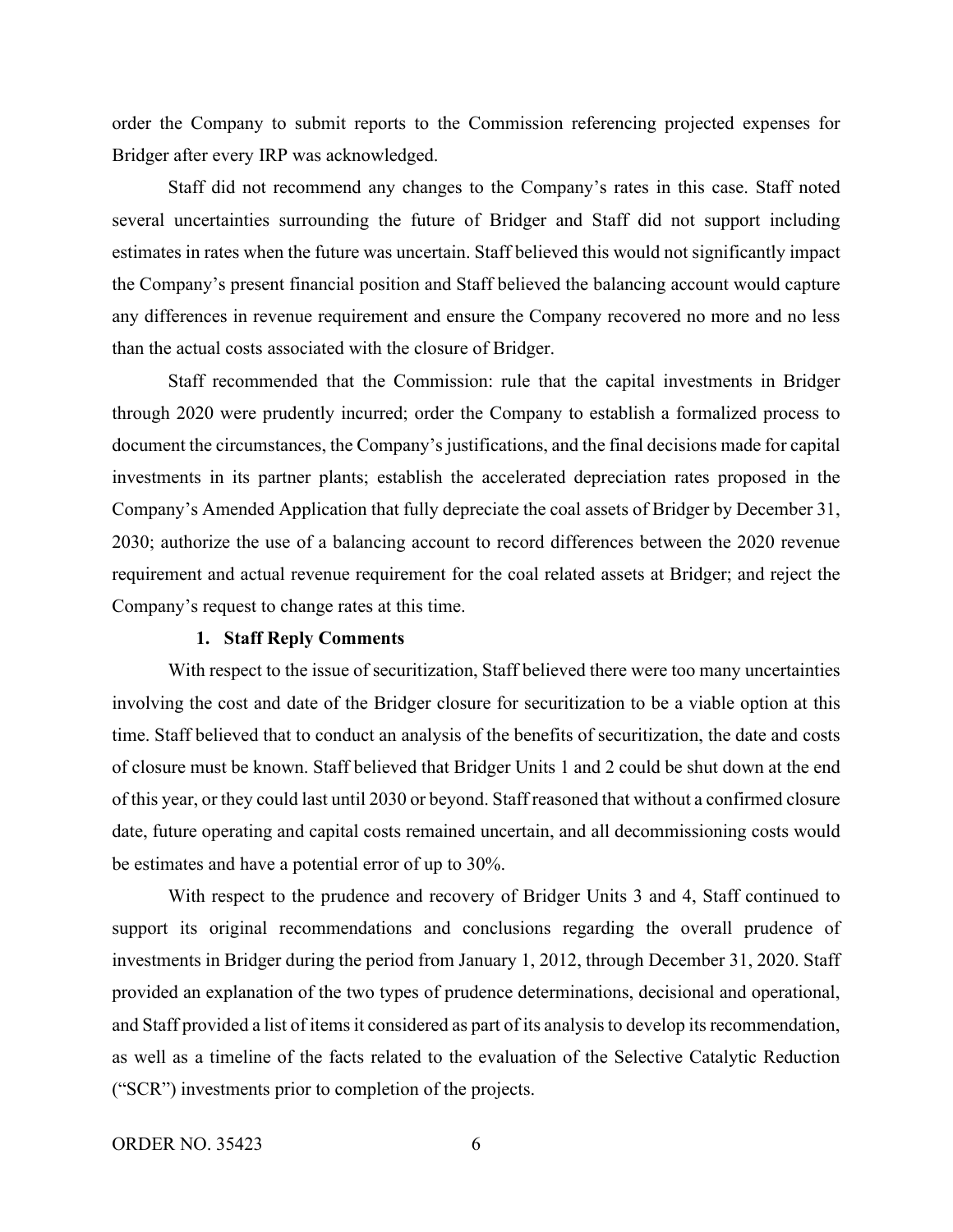order the Company to submit reports to the Commission referencing projected expenses for Bridger after every IRP was acknowledged.

Staff did not recommend any changes to the Company's rates in this case. Staff noted several uncertainties surrounding the future of Bridger and Staff did not support including estimates in rates when the future was uncertain. Staff believed this would not significantly impact the Company's present financial position and Staff believed the balancing account would capture any differences in revenue requirement and ensure the Company recovered no more and no less than the actual costs associated with the closure of Bridger.

Staff recommended that the Commission: rule that the capital investments in Bridger through 2020 were prudently incurred; order the Company to establish a formalized process to document the circumstances, the Company's justifications, and the final decisions made for capital investments in its partner plants; establish the accelerated depreciation rates proposed in the Company's Amended Application that fully depreciate the coal assets of Bridger by December 31, 2030; authorize the use of a balancing account to record differences between the 2020 revenue requirement and actual revenue requirement for the coal related assets at Bridger; and reject the Company's request to change rates at this time.

### 1. Staff Reply Comments

With respect to the issue of securitization, Staff believed there were too many uncertainties involving the cost and date of the Bridger closure for securitization to be a viable option at this time. Staff believed that to conduct an analysis of the benefits of securitization, the date and costs of closure must be known. Staff believed that Bridger Units 1 and 2 could be shut down at the end of this year, or they could last until 2030 or beyond. Staff reasoned that without a confirmed closure date, future operating and capital costs remained uncertain, and all decommissioning costs would be estimates and have a potential error of up to 30%.

With respect to the prudence and recovery of Bridger Units 3 and 4, Staff continued to support its original recommendations and conclusions regarding the overall prudence of investments in Bridger during the period from January 1, 2012, through December 31, 2020. Staff provided an explanation of the two types of prudence determinations, decisional and operational, and Staff provided a list of items it considered as part of its analysis to develop its recommendation, as well as a timeline of the facts related to the evaluation of the Selective Catalytic Reduction ("SCR") investments prior to completion of the projects.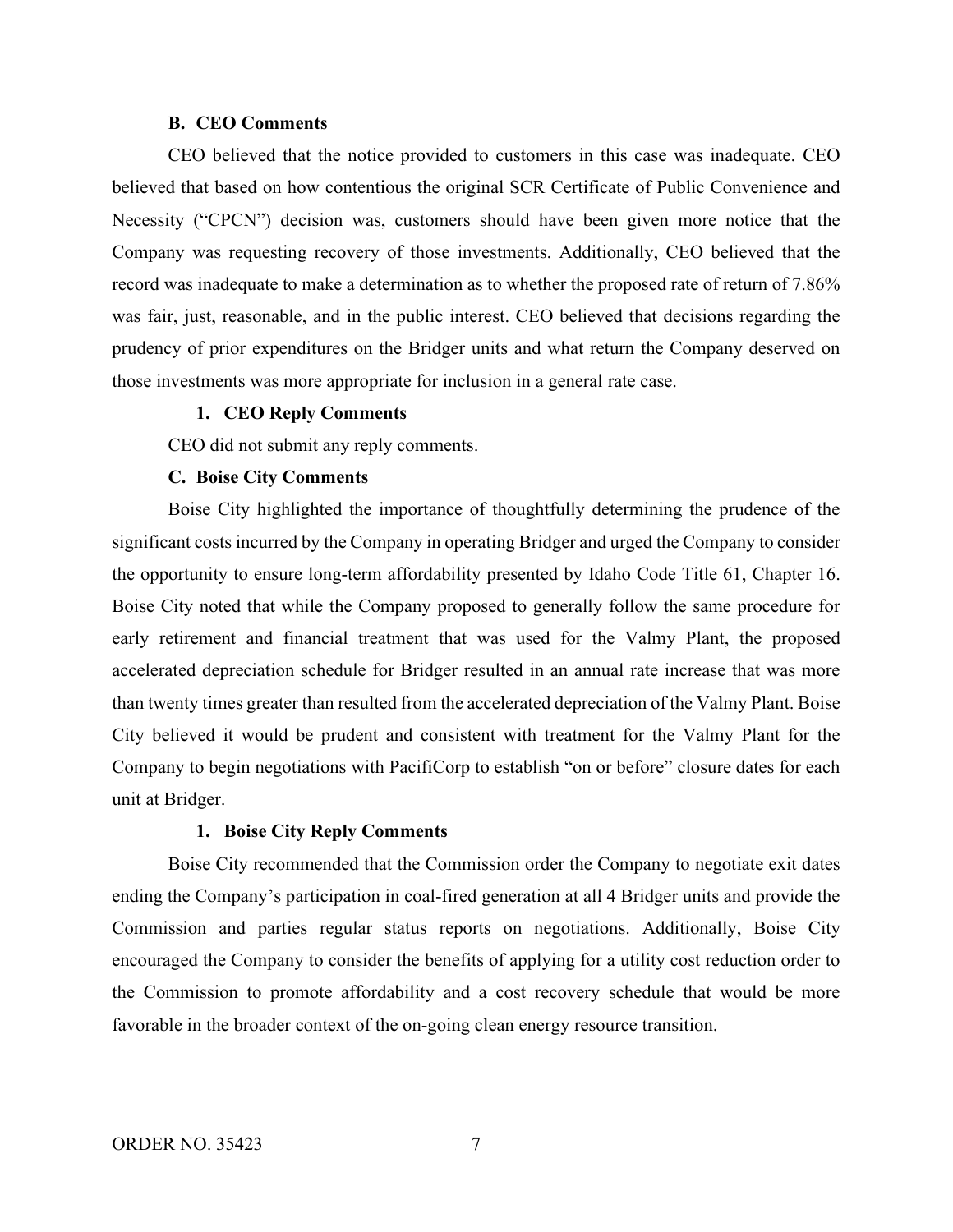### B. CEO Comments

CEO believed that the notice provided to customers in this case was inadequate. CEO believed that based on how contentious the original SCR Certificate of Public Convenience and Necessity ("CPCN") decision was, customers should have been given more notice that the Company was requesting recovery of those investments. Additionally, CEO believed that the record was inadequate to make a determination as to whether the proposed rate of return of 7.86% was fair, just, reasonable, and in the public interest. CEO believed that decisions regarding the prudency of prior expenditures on the Bridger units and what return the Company deserved on those investments was more appropriate for inclusion in a general rate case.

#### 1. CEO Reply Comments

CEO did not submit any reply comments.

### C. Boise City Comments

Boise City highlighted the importance of thoughtfully determining the prudence of the significant costs incurred by the Company in operating Bridger and urged the Company to consider the opportunity to ensure long-term affordability presented by Idaho Code Title 61, Chapter 16. Boise City noted that while the Company proposed to generally follow the same procedure for early retirement and financial treatment that was used for the Valmy Plant, the proposed accelerated depreciation schedule for Bridger resulted in an annual rate increase that was more than twenty times greater than resulted from the accelerated depreciation of the Valmy Plant. Boise City believed it would be prudent and consistent with treatment for the Valmy Plant for the Company to begin negotiations with PacifiCorp to establish "on or before" closure dates for each unit at Bridger.

#### 1. Boise City Reply Comments

Boise City recommended that the Commission order the Company to negotiate exit dates ending the Company's participation in coal-fired generation at all 4 Bridger units and provide the Commission and parties regular status reports on negotiations. Additionally, Boise City encouraged the Company to consider the benefits of applying for a utility cost reduction order to the Commission to promote affordability and a cost recovery schedule that would be more favorable in the broader context of the on-going clean energy resource transition.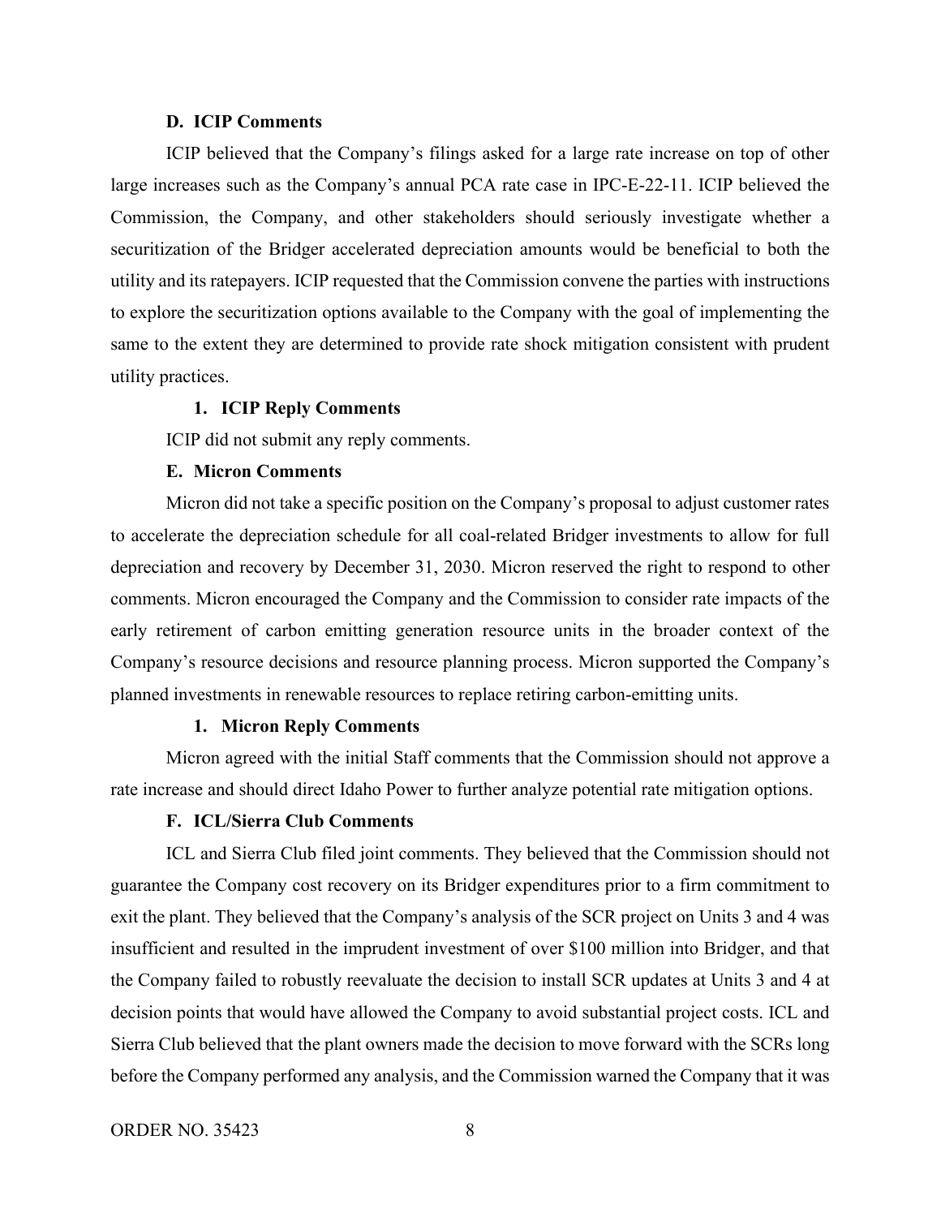### D. ICIP Comments

ICIP believed that the Company's filings asked for a large rate increase on top of other large increases such as the Company's annual PCA rate case in IPC-E-22-11. ICIP believed the Commission, the Company, and other stakeholders should seriously investigate whether a securitization of the Bridger accelerated depreciation amounts would be beneficial to both the utility and its ratepayers. ICIP requested that the Commission convene the parties with instructions to explore the securitization options available to the Company with the goal of implementing the same to the extent they are determined to provide rate shock mitigation consistent with prudent utility practices.

#### 1. ICIP Reply Comments

ICIP did not submit any reply comments.

### E. Micron Comments

Micron did not take a specific position on the Company's proposal to adjust customer rates to accelerate the depreciation schedule for all coal-related Bridger investments to allow for full depreciation and recovery by December 31, 2030. Micron reserved the right to respond to other comments. Micron encouraged the Company and the Commission to consider rate impacts of the early retirement of carbon emitting generation resource units in the broader context of the Company's resource decisions and resource planning process. Micron supported the Company's planned investments in renewable resources to replace retiring carbon-emitting units.

#### 1. Micron Reply Comments

Micron agreed with the initial Staff comments that the Commission should not approve a rate increase and should direct Idaho Power to further analyze potential rate mitigation options.

### F. ICL/Sierra Club Comments

ICL and Sierra Club filed joint comments. They believed that the Commission should not guarantee the Company cost recovery on its Bridger expenditures prior to a firm commitment to exit the plant. They believed that the Company's analysis of the SCR project on Units 3 and 4 was insufficient and resulted in the imprudent investment of over $100 million into Bridger, and that the Company failed to robustly reevaluate the decision to install SCR updates at Units 3 and 4 at decision points that would have allowed the Company to avoid substantial project costs. ICL and Sierra Club believed that the plant owners made the decision to move forward with the SCRs long before the Company performed any analysis, and the Commission warned the Company that it was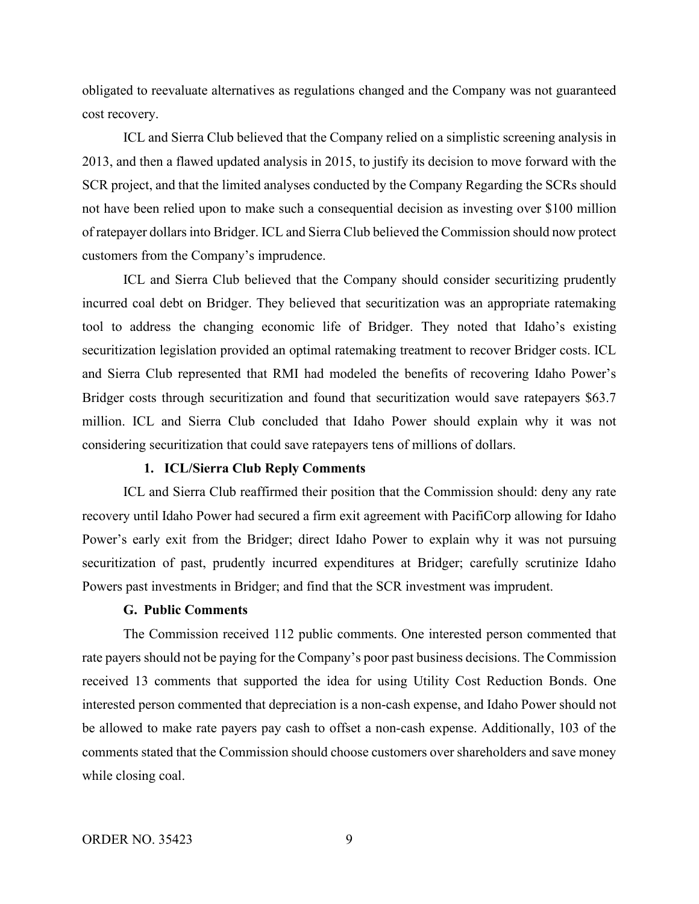obligated to reevaluate alternatives as regulations changed and the Company was not guaranteed cost recovery.

ICL and Sierra Club believed that the Company relied on a simplistic screening analysis in 2013, and then a flawed updated analysis in 2015, to justify its decision to move forward with the SCR project, and that the limited analyses conducted by the Company Regarding the SCRs should not have been relied upon to make such a consequential decision as investing over $100 million of ratepayer dollars into Bridger. ICL and Sierra Club believed the Commission should now protect customers from the Company's imprudence.

ICL and Sierra Club believed that the Company should consider securitizing prudently incurred coal debt on Bridger. They believed that securitization was an appropriate ratemaking tool to address the changing economic life of Bridger. They noted that Idaho's existing securitization legislation provided an optimal ratemaking treatment to recover Bridger costs. ICL and Sierra Club represented that RMI had modeled the benefits of recovering Idaho Power's Bridger costs through securitization and found that securitization would save ratepayers $63.7 million. ICL and Sierra Club concluded that Idaho Power should explain why it was not considering securitization that could save ratepayers tens of millions of dollars.

#### 1. ICL/Sierra Club Reply Comments

ICL and Sierra Club reaffirmed their position that the Commission should: deny any rate recovery until Idaho Power had secured a firm exit agreement with PacifiCorp allowing for Idaho Power's early exit from the Bridger; direct Idaho Power to explain why it was not pursuing securitization of past, prudently incurred expenditures at Bridger; carefully scrutinize Idaho Powers past investments in Bridger; and find that the SCR investment was imprudent.

### G. Public Comments

The Commission received 112 public comments. One interested person commented that rate payers should not be paying for the Company's poor past business decisions. The Commission received 13 comments that supported the idea for using Utility Cost Reduction Bonds. One interested person commented that depreciation is a non-cash expense, and Idaho Power should not be allowed to make rate payers pay cash to offset a non-cash expense. Additionally, 103 of the comments stated that the Commission should choose customers over shareholders and save money while closing coal.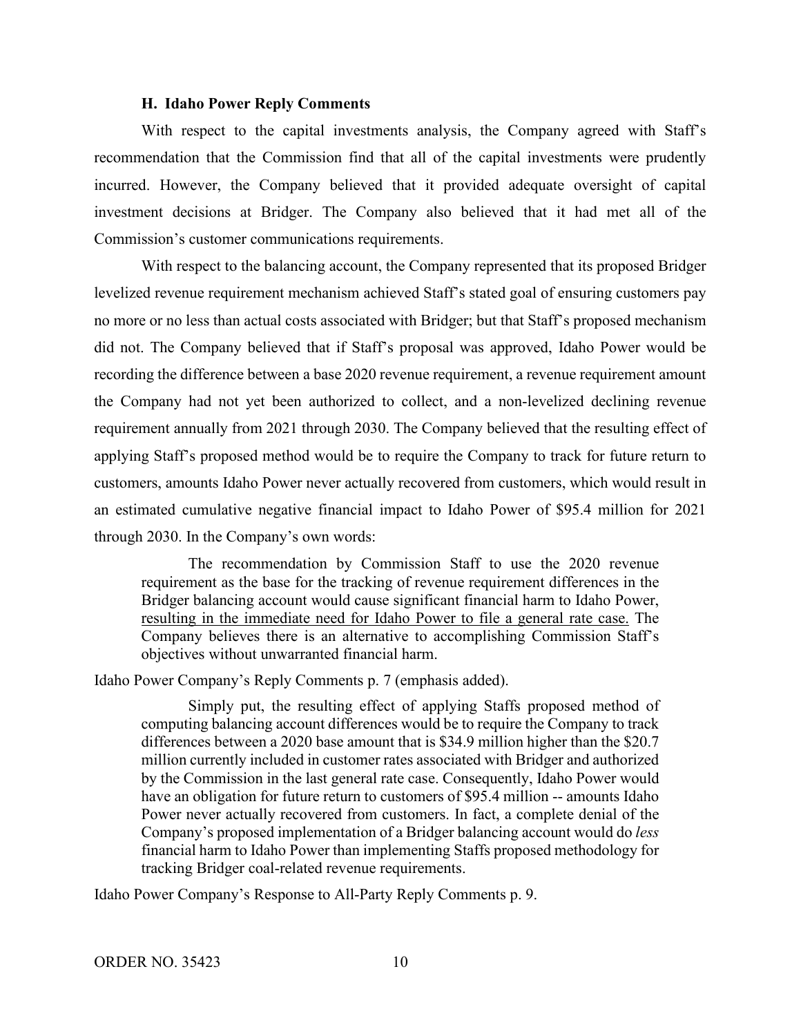### H. Idaho Power Reply Comments

With respect to the capital investments analysis, the Company agreed with Staff's recommendation that the Commission find that all of the capital investments were prudently incurred. However, the Company believed that it provided adequate oversight of capital investment decisions at Bridger. The Company also believed that it had met all of the Commission's customer communications requirements.

With respect to the balancing account, the Company represented that its proposed Bridger levelized revenue requirement mechanism achieved Staff's stated goal of ensuring customers pay no more or no less than actual costs associated with Bridger; but that Staff's proposed mechanism did not. The Company believed that if Staff's proposal was approved, Idaho Power would be recording the difference between a base 2020 revenue requirement, a revenue requirement amount the Company had not yet been authorized to collect, and a non-levelized declining revenue requirement annually from 2021 through 2030. The Company believed that the resulting effect of applying Staff's proposed method would be to require the Company to track for future return to customers, amounts Idaho Power never actually recovered from customers, which would result in an estimated cumulative negative financial impact to Idaho Power of $95.4 million for 2021 through 2030. In the Company's own words:

> The recommendation by Commission Staff to use the 2020 revenue requirement as the base for the tracking of revenue requirement differences in the Bridger balancing account would cause significant financial harm to Idaho Power, <u>resulting in the immediate need for Idaho Power to file a general rate case.</u> The Company believes there is an alternative to accomplishing Commission Staff's objectives without unwarranted financial harm.

Idaho Power Company's Reply Comments p. 7 (emphasis added).

> Simply put, the resulting effect of applying Staffs proposed method of computing balancing account differences would be to require the Company to track differences between a 2020 base amount that is $34.9 million higher than the $20.7 million currently included in customer rates associated with Bridger and authorized by the Commission in the last general rate case. Consequently, Idaho Power would have an obligation for future return to customers of $95.4 million -- amounts Idaho Power never actually recovered from customers. In fact, a complete denial of the Company's proposed implementation of a Bridger balancing account would do *less* financial harm to Idaho Power than implementing Staffs proposed methodology for tracking Bridger coal-related revenue requirements.

Idaho Power Company's Response to All-Party Reply Comments p. 9.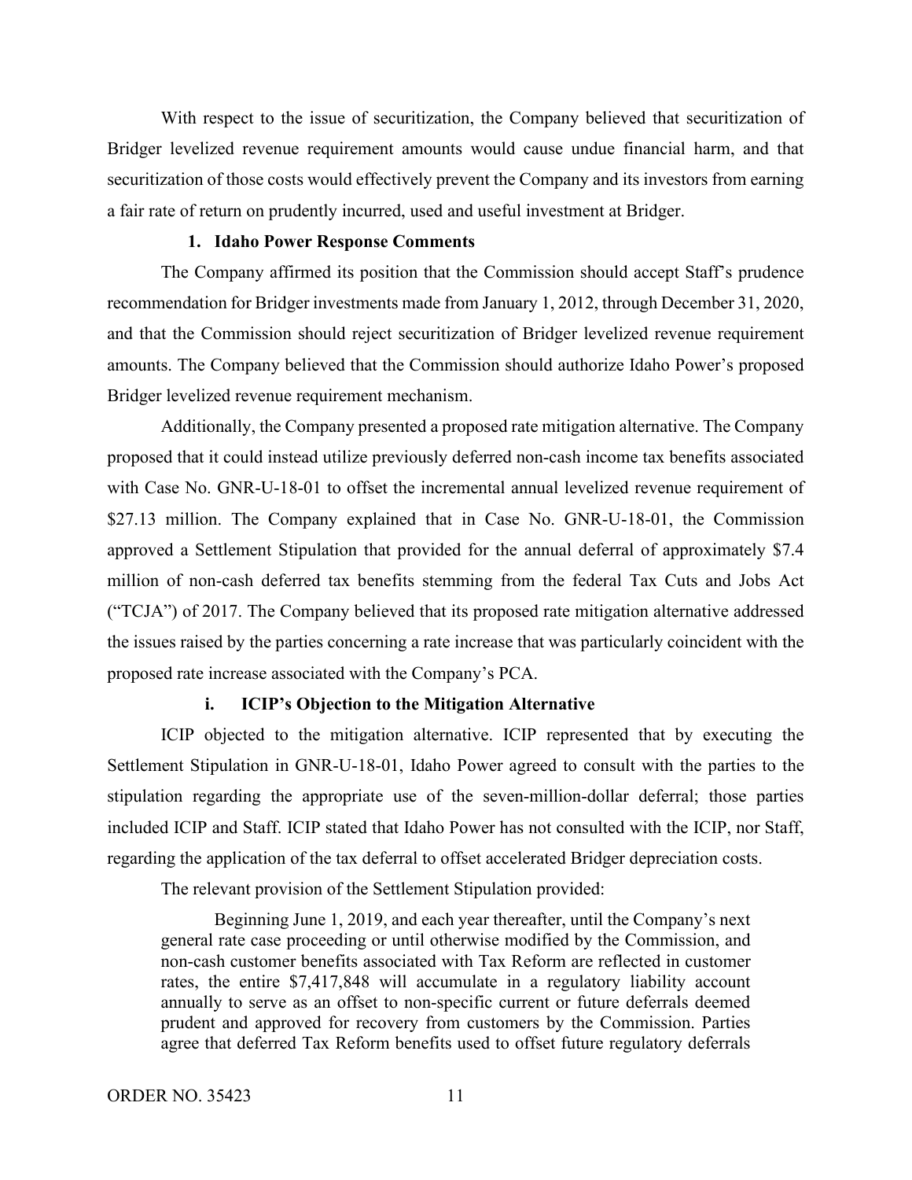With respect to the issue of securitization, the Company believed that securitization of Bridger levelized revenue requirement amounts would cause undue financial harm, and that securitization of those costs would effectively prevent the Company and its investors from earning a fair rate of return on prudently incurred, used and useful investment at Bridger.

### 1. Idaho Power Response Comments

The Company affirmed its position that the Commission should accept Staff's prudence recommendation for Bridger investments made from January 1, 2012, through December 31, 2020, and that the Commission should reject securitization of Bridger levelized revenue requirement amounts. The Company believed that the Commission should authorize Idaho Power's proposed Bridger levelized revenue requirement mechanism.

Additionally, the Company presented a proposed rate mitigation alternative. The Company proposed that it could instead utilize previously deferred non-cash income tax benefits associated with Case No. GNR-U-18-01 to offset the incremental annual levelized revenue requirement of \$27.13 million. The Company explained that in Case No. GNR-U-18-01, the Commission approved a Settlement Stipulation that provided for the annual deferral of approximately \$7.4 million of non-cash deferred tax benefits stemming from the federal Tax Cuts and Jobs Act ("TCJA") of 2017. The Company believed that its proposed rate mitigation alternative addressed the issues raised by the parties concerning a rate increase that was particularly coincident with the proposed rate increase associated with the Company's PCA.

#### i. ICIP's Objection to the Mitigation Alternative

ICIP objected to the mitigation alternative. ICIP represented that by executing the Settlement Stipulation in GNR-U-18-01, Idaho Power agreed to consult with the parties to the stipulation regarding the appropriate use of the seven-million-dollar deferral; those parties included ICIP and Staff. ICIP stated that Idaho Power has not consulted with the ICIP, nor Staff, regarding the application of the tax deferral to offset accelerated Bridger depreciation costs.

The relevant provision of the Settlement Stipulation provided:

> Beginning June 1, 2019, and each year thereafter, until the Company's next general rate case proceeding or until otherwise modified by the Commission, and non-cash customer benefits associated with Tax Reform are reflected in customer rates, the entire \$7,417,848 will accumulate in a regulatory liability account annually to serve as an offset to non-specific current or future deferrals deemed prudent and approved for recovery from customers by the Commission. Parties agree that deferred Tax Reform benefits used to offset future regulatory deferrals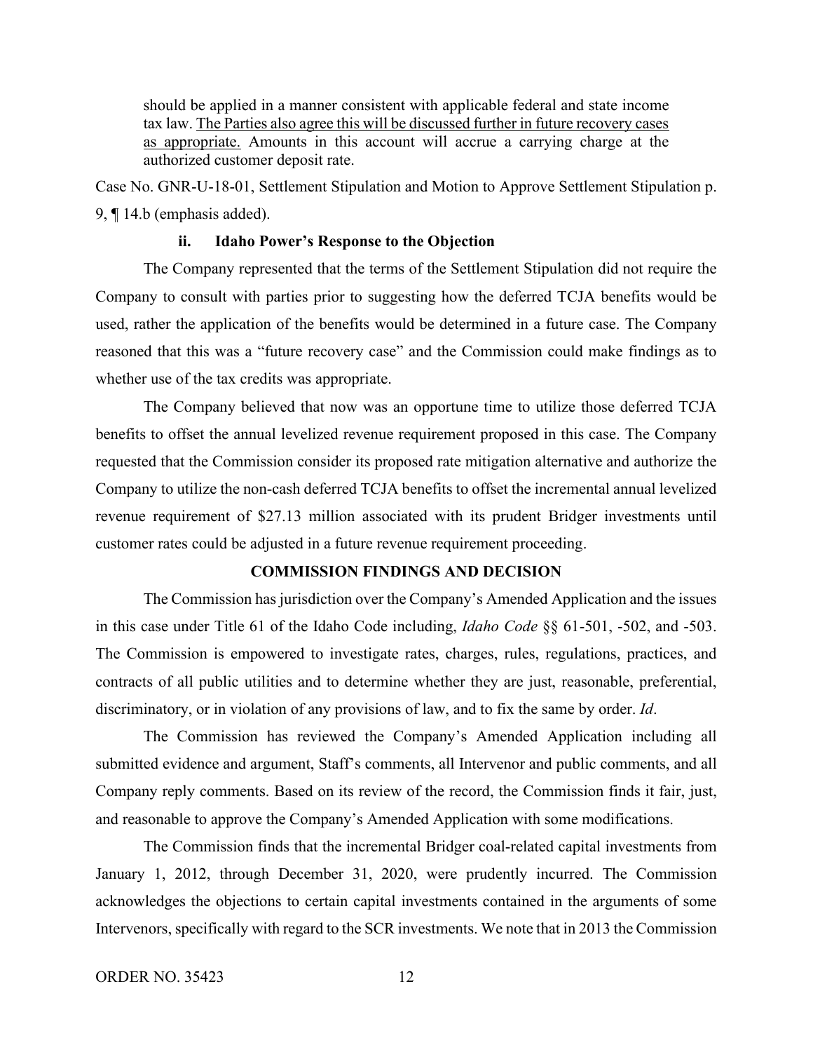> should be applied in a manner consistent with applicable federal and state income tax law. <u>The Parties also agree this will be discussed further in future recovery cases as appropriate.</u> Amounts in this account will accrue a carrying charge at the authorized customer deposit rate.

Case No. GNR-U-18-01, Settlement Stipulation and Motion to Approve Settlement Stipulation p. 9, ¶ 14.b (emphasis added).

**ii. Idaho Power's Response to the Objection**

The Company represented that the terms of the Settlement Stipulation did not require the Company to consult with parties prior to suggesting how the deferred TCJA benefits would be used, rather the application of the benefits would be determined in a future case. The Company reasoned that this was a "future recovery case" and the Commission could make findings as to whether use of the tax credits was appropriate.

The Company believed that now was an opportune time to utilize those deferred TCJA benefits to offset the annual levelized revenue requirement proposed in this case. The Company requested that the Commission consider its proposed rate mitigation alternative and authorize the Company to utilize the non-cash deferred TCJA benefits to offset the incremental annual levelized revenue requirement of $27.13 million associated with its prudent Bridger investments until customer rates could be adjusted in a future revenue requirement proceeding.

## COMMISSION FINDINGS AND DECISION

The Commission has jurisdiction over the Company's Amended Application and the issues in this case under Title 61 of the Idaho Code including, *Idaho Code* §§ 61-501, -502, and -503. The Commission is empowered to investigate rates, charges, rules, regulations, practices, and contracts of all public utilities and to determine whether they are just, reasonable, preferential, discriminatory, or in violation of any provisions of law, and to fix the same by order. *Id*.

The Commission has reviewed the Company's Amended Application including all submitted evidence and argument, Staff's comments, all Intervenor and public comments, and all Company reply comments. Based on its review of the record, the Commission finds it fair, just, and reasonable to approve the Company's Amended Application with some modifications.

The Commission finds that the incremental Bridger coal-related capital investments from January 1, 2012, through December 31, 2020, were prudently incurred. The Commission acknowledges the objections to certain capital investments contained in the arguments of some Intervenors, specifically with regard to the SCR investments. We note that in 2013 the Commission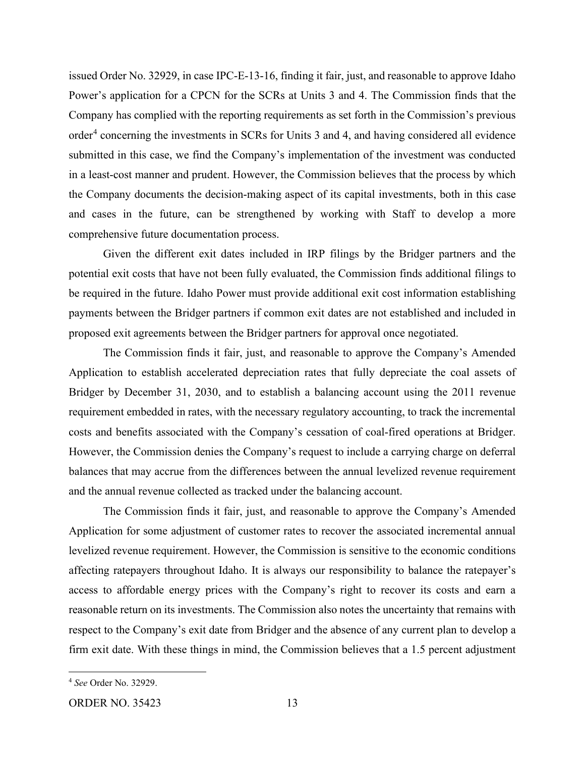issued Order No. 32929, in case IPC-E-13-16, finding it fair, just, and reasonable to approve Idaho Power's application for a CPCN for the SCRs at Units 3 and 4. The Commission finds that the Company has complied with the reporting requirements as set forth in the Commission's previous order[4] concerning the investments in SCRs for Units 3 and 4, and having considered all evidence submitted in this case, we find the Company's implementation of the investment was conducted in a least-cost manner and prudent. However, the Commission believes that the process by which the Company documents the decision-making aspect of its capital investments, both in this case and cases in the future, can be strengthened by working with Staff to develop a more comprehensive future documentation process.

Given the different exit dates included in IRP filings by the Bridger partners and the potential exit costs that have not been fully evaluated, the Commission finds additional filings to be required in the future. Idaho Power must provide additional exit cost information establishing payments between the Bridger partners if common exit dates are not established and included in proposed exit agreements between the Bridger partners for approval once negotiated.

The Commission finds it fair, just, and reasonable to approve the Company's Amended Application to establish accelerated depreciation rates that fully depreciate the coal assets of Bridger by December 31, 2030, and to establish a balancing account using the 2011 revenue requirement embedded in rates, with the necessary regulatory accounting, to track the incremental costs and benefits associated with the Company's cessation of coal-fired operations at Bridger. However, the Commission denies the Company's request to include a carrying charge on deferral balances that may accrue from the differences between the annual levelized revenue requirement and the annual revenue collected as tracked under the balancing account.

The Commission finds it fair, just, and reasonable to approve the Company's Amended Application for some adjustment of customer rates to recover the associated incremental annual levelized revenue requirement. However, the Commission is sensitive to the economic conditions affecting ratepayers throughout Idaho. It is always our responsibility to balance the ratepayer's access to affordable energy prices with the Company's right to recover its costs and earn a reasonable return on its investments. The Commission also notes the uncertainty that remains with respect to the Company's exit date from Bridger and the absence of any current plan to develop a firm exit date. With these things in mind, the Commission believes that a 1.5 percent adjustment

[4] *See* Order No. 32929.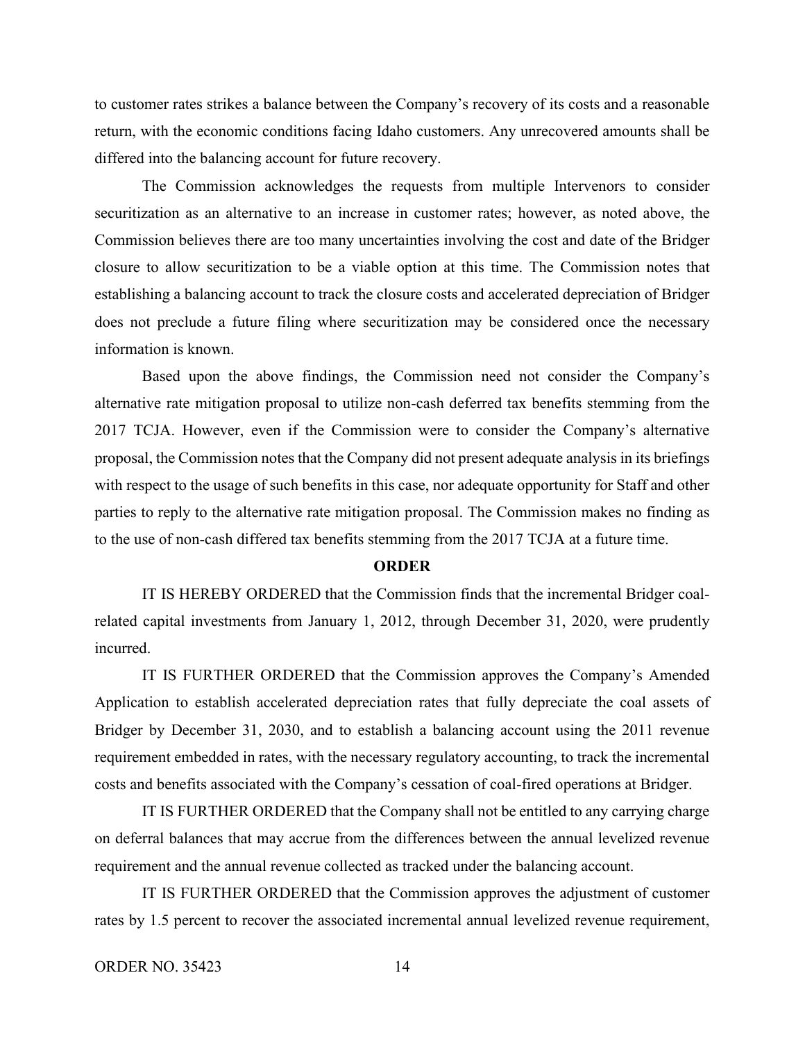to customer rates strikes a balance between the Company's recovery of its costs and a reasonable return, with the economic conditions facing Idaho customers. Any unrecovered amounts shall be differed into the balancing account for future recovery.

The Commission acknowledges the requests from multiple Intervenors to consider securitization as an alternative to an increase in customer rates; however, as noted above, the Commission believes there are too many uncertainties involving the cost and date of the Bridger closure to allow securitization to be a viable option at this time. The Commission notes that establishing a balancing account to track the closure costs and accelerated depreciation of Bridger does not preclude a future filing where securitization may be considered once the necessary information is known.

Based upon the above findings, the Commission need not consider the Company's alternative rate mitigation proposal to utilize non-cash deferred tax benefits stemming from the 2017 TCJA. However, even if the Commission were to consider the Company's alternative proposal, the Commission notes that the Company did not present adequate analysis in its briefings with respect to the usage of such benefits in this case, nor adequate opportunity for Staff and other parties to reply to the alternative rate mitigation proposal. The Commission makes no finding as to the use of non-cash differed tax benefits stemming from the 2017 TCJA at a future time.

## ORDER

IT IS HEREBY ORDERED that the Commission finds that the incremental Bridger coal-related capital investments from January 1, 2012, through December 31, 2020, were prudently incurred.

IT IS FURTHER ORDERED that the Commission approves the Company's Amended Application to establish accelerated depreciation rates that fully depreciate the coal assets of Bridger by December 31, 2030, and to establish a balancing account using the 2011 revenue requirement embedded in rates, with the necessary regulatory accounting, to track the incremental costs and benefits associated with the Company's cessation of coal-fired operations at Bridger.

IT IS FURTHER ORDERED that the Company shall not be entitled to any carrying charge on deferral balances that may accrue from the differences between the annual levelized revenue requirement and the annual revenue collected as tracked under the balancing account.

IT IS FURTHER ORDERED that the Commission approves the adjustment of customer rates by 1.5 percent to recover the associated incremental annual levelized revenue requirement,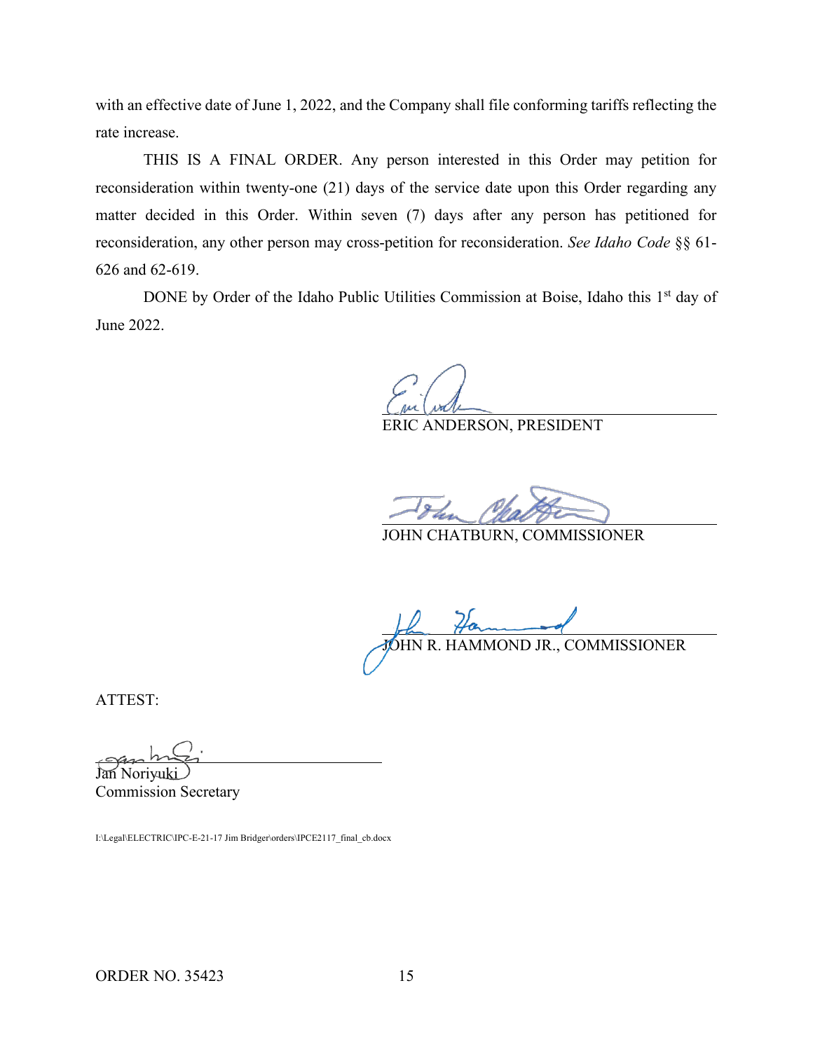with an effective date of June 1, 2022, and the Company shall file conforming tariffs reflecting the rate increase.

THIS IS A FINAL ORDER. Any person interested in this Order may petition for reconsideration within twenty-one (21) days of the service date upon this Order regarding any matter decided in this Order. Within seven (7) days after any person has petitioned for reconsideration, any other person may cross-petition for reconsideration. *See Idaho Code* §§ 61-626 and 62-619.

DONE by Order of the Idaho Public Utilities Commission at Boise, Idaho this 1st day of June 2022.

ERIC ANDERSON, PRESIDENT

JOHN CHATBURN, COMMISSIONER

JOHN R. HAMMOND JR., COMMISSIONER

ATTEST:

Jan Noriyuki
Commission Secretary

I:\Legal\ELECTRIC\IPC-E-21-17 Jim Bridger\orders\IPCE2117_final_cb.docx

ORDER NO. 35423